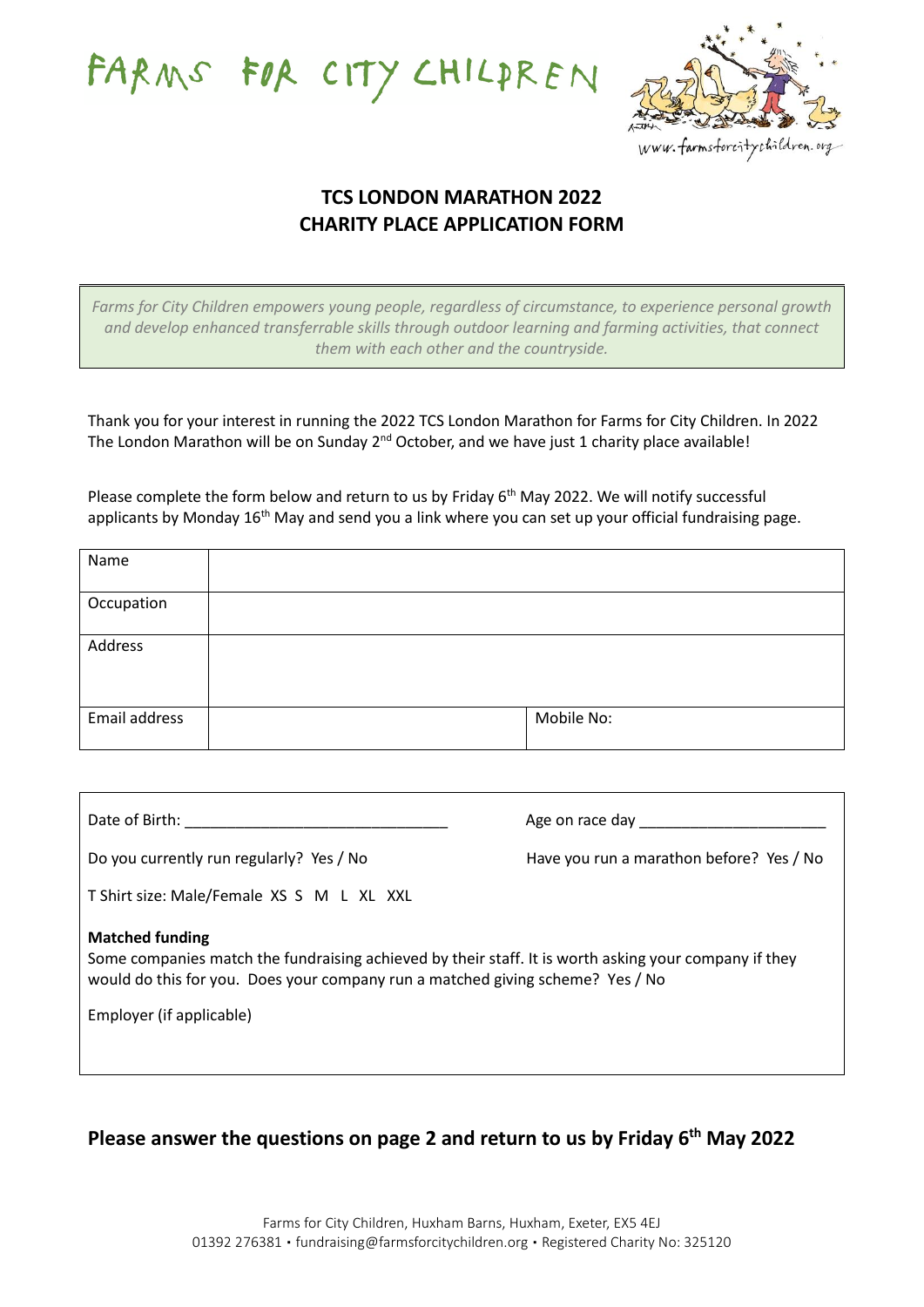FARMS FOR CITY CHILDREN

www.farmsforcitychildren.org

## TCS LONDON MARATHON 2022
## CHARITY PLACE APPLICATION FORM

*Farms for City Children empowers young people, regardless of circumstance, to experience personal growth and develop enhanced transferrable skills through outdoor learning and farming activities, that connect them with each other and the countryside.*

Thank you for your interest in running the 2022 TCS London Marathon for Farms for City Children. In 2022 The London Marathon will be on Sunday 2nd October, and we have just 1 charity place available!

Please complete the form below and return to us by Friday 6th May 2022. We will notify successful applicants by Monday 16th May and send you a link where you can set up your official fundraising page.

| Name | | |
|---|---|---|
| Occupation | | |
| Address | | |
| Email address | | Mobile No: |

Date of Birth: _______________________________ Age on race day ______________________

Do you currently run regularly? Yes / No Have you run a marathon before? Yes / No

T Shirt size: Male/Female XS S M L XL XXL

**Matched funding**
Some companies match the fundraising achieved by their staff. It is worth asking your company if they would do this for you. Does your company run a matched giving scheme? Yes / No

Employer (if applicable)

## Please answer the questions on page 2 and return to us by Friday 6th May 2022

Farms for City Children, Huxham Barns, Huxham, Exeter, EX5 4EJ
01392 276381 • fundraising@farmsforcitychildren.org • Registered Charity No: 325120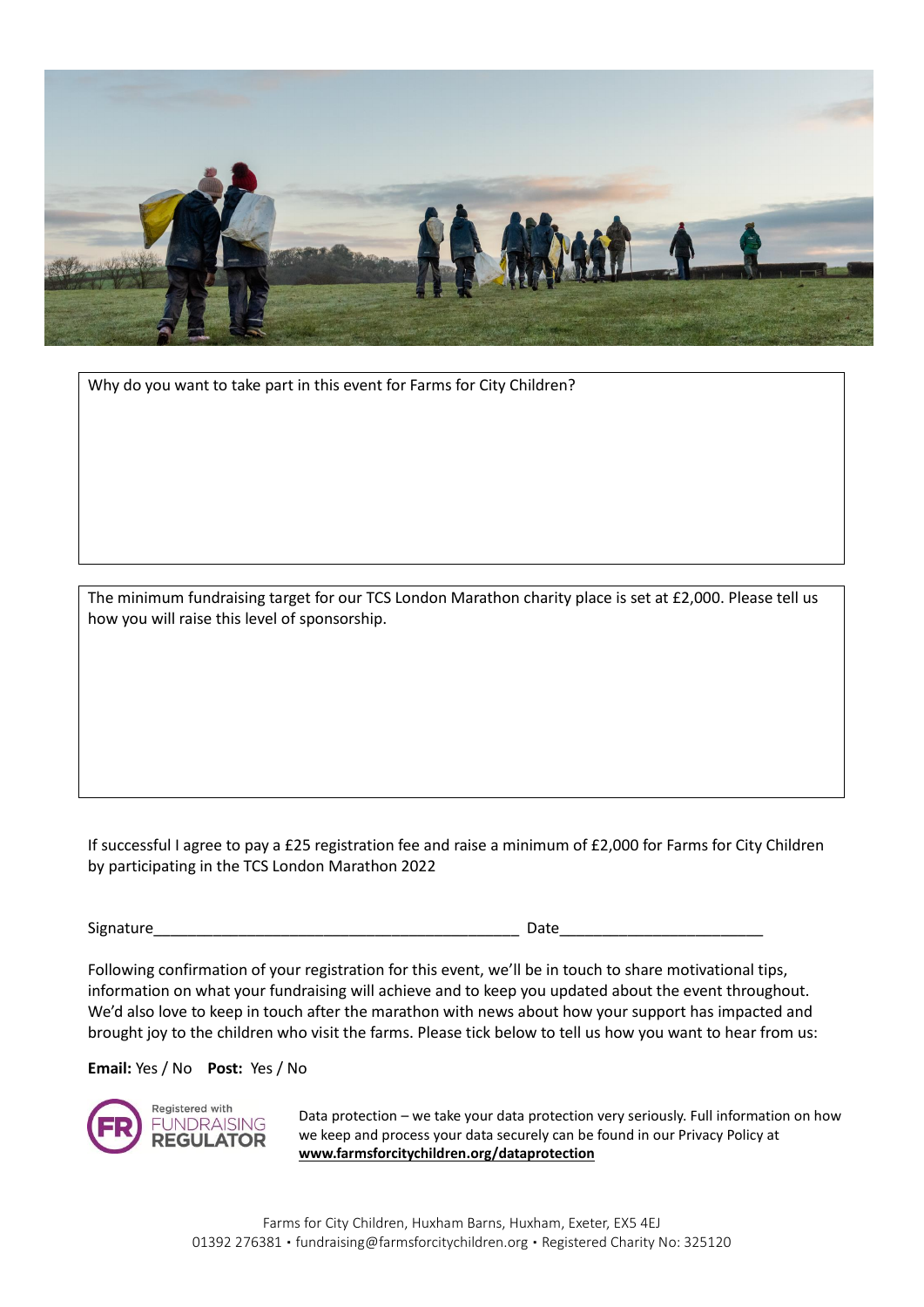Why do you want to take part in this event for Farms for City Children?

The minimum fundraising target for our TCS London Marathon charity place is set at £2,000. Please tell us how you will raise this level of sponsorship.

If successful I agree to pay a £25 registration fee and raise a minimum of £2,000 for Farms for City Children by participating in the TCS London Marathon 2022

Signature_____________________________________________ Date_________________________

Following confirmation of your registration for this event, we'll be in touch to share motivational tips, information on what your fundraising will achieve and to keep you updated about the event throughout. We'd also love to keep in touch after the marathon with news about how your support has impacted and brought joy to the children who visit the farms. Please tick below to tell us how you want to hear from us:

**Email:** Yes / No **Post:** Yes / No

Registered with FUNDRAISING REGULATOR

Data protection – we take your data protection very seriously. Full information on how we keep and process your data securely can be found in our Privacy Policy at **www.farmsforcitychildren.org/dataprotection**

Farms for City Children, Huxham Barns, Huxham, Exeter, EX5 4EJ
01392 276381 • fundraising@farmsforcitychildren.org • Registered Charity No: 325120